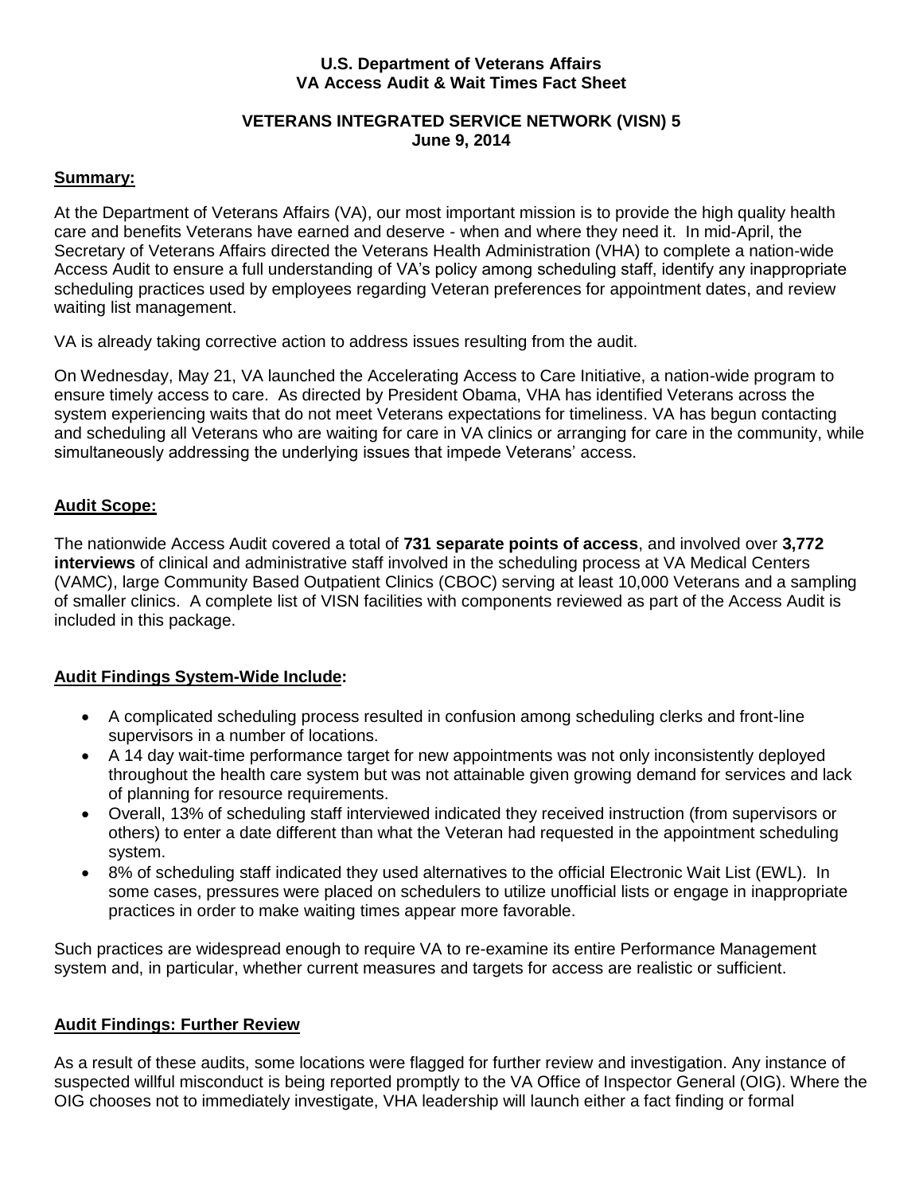**U.S. Department of Veterans Affairs**
**VA Access Audit & Wait Times Fact Sheet**

**VETERANS INTEGRATED SERVICE NETWORK (VISN) 5**
**June 9, 2014**

## Summary:

At the Department of Veterans Affairs (VA), our most important mission is to provide the high quality health care and benefits Veterans have earned and deserve - when and where they need it. In mid-April, the Secretary of Veterans Affairs directed the Veterans Health Administration (VHA) to complete a nation-wide Access Audit to ensure a full understanding of VA's policy among scheduling staff, identify any inappropriate scheduling practices used by employees regarding Veteran preferences for appointment dates, and review waiting list management.

VA is already taking corrective action to address issues resulting from the audit.

On Wednesday, May 21, VA launched the Accelerating Access to Care Initiative, a nation-wide program to ensure timely access to care. As directed by President Obama, VHA has identified Veterans across the system experiencing waits that do not meet Veterans expectations for timeliness. VA has begun contacting and scheduling all Veterans who are waiting for care in VA clinics or arranging for care in the community, while simultaneously addressing the underlying issues that impede Veterans' access.

## Audit Scope:

The nationwide Access Audit covered a total of **731 separate points of access**, and involved over **3,772 interviews** of clinical and administrative staff involved in the scheduling process at VA Medical Centers (VAMC), large Community Based Outpatient Clinics (CBOC) serving at least 10,000 Veterans and a sampling of smaller clinics. A complete list of VISN facilities with components reviewed as part of the Access Audit is included in this package.

## Audit Findings System-Wide Include:

- A complicated scheduling process resulted in confusion among scheduling clerks and front-line supervisors in a number of locations.
- A 14 day wait-time performance target for new appointments was not only inconsistently deployed throughout the health care system but was not attainable given growing demand for services and lack of planning for resource requirements.
- Overall, 13% of scheduling staff interviewed indicated they received instruction (from supervisors or others) to enter a date different than what the Veteran had requested in the appointment scheduling system.
- 8% of scheduling staff indicated they used alternatives to the official Electronic Wait List (EWL). In some cases, pressures were placed on schedulers to utilize unofficial lists or engage in inappropriate practices in order to make waiting times appear more favorable.

Such practices are widespread enough to require VA to re-examine its entire Performance Management system and, in particular, whether current measures and targets for access are realistic or sufficient.

## Audit Findings: Further Review

As a result of these audits, some locations were flagged for further review and investigation. Any instance of suspected willful misconduct is being reported promptly to the VA Office of Inspector General (OIG). Where the OIG chooses not to immediately investigate, VHA leadership will launch either a fact finding or formal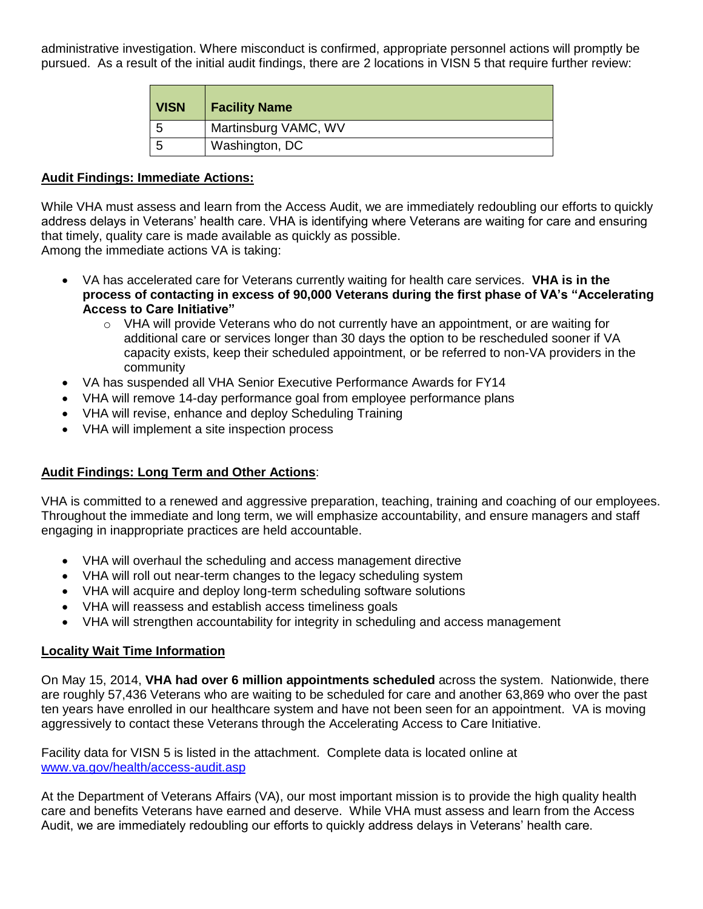administrative investigation. Where misconduct is confirmed, appropriate personnel actions will promptly be pursued. As a result of the initial audit findings, there are 2 locations in VISN 5 that require further review:

| VISN | Facility Name |
| --- | --- |
| 5 | Martinsburg VAMC, WV |
| 5 | Washington, DC |

**Audit Findings: Immediate Actions:**

While VHA must assess and learn from the Access Audit, we are immediately redoubling our efforts to quickly address delays in Veterans' health care. VHA is identifying where Veterans are waiting for care and ensuring that timely, quality care is made available as quickly as possible.
Among the immediate actions VA is taking:

- VA has accelerated care for Veterans currently waiting for health care services. **VHA is in the process of contacting in excess of 90,000 Veterans during the first phase of VA's "Accelerating Access to Care Initiative"**
  - VHA will provide Veterans who do not currently have an appointment, or are waiting for additional care or services longer than 30 days the option to be rescheduled sooner if VA capacity exists, keep their scheduled appointment, or be referred to non-VA providers in the community
- VA has suspended all VHA Senior Executive Performance Awards for FY14
- VHA will remove 14-day performance goal from employee performance plans
- VHA will revise, enhance and deploy Scheduling Training
- VHA will implement a site inspection process

**Audit Findings: Long Term and Other Actions**:

VHA is committed to a renewed and aggressive preparation, teaching, training and coaching of our employees. Throughout the immediate and long term, we will emphasize accountability, and ensure managers and staff engaging in inappropriate practices are held accountable.

- VHA will overhaul the scheduling and access management directive
- VHA will roll out near-term changes to the legacy scheduling system
- VHA will acquire and deploy long-term scheduling software solutions
- VHA will reassess and establish access timeliness goals
- VHA will strengthen accountability for integrity in scheduling and access management

**Locality Wait Time Information**

On May 15, 2014, **VHA had over 6 million appointments scheduled** across the system. Nationwide, there are roughly 57,436 Veterans who are waiting to be scheduled for care and another 63,869 who over the past ten years have enrolled in our healthcare system and have not been seen for an appointment. VA is moving aggressively to contact these Veterans through the Accelerating Access to Care Initiative.

Facility data for VISN 5 is listed in the attachment. Complete data is located online at www.va.gov/health/access-audit.asp

At the Department of Veterans Affairs (VA), our most important mission is to provide the high quality health care and benefits Veterans have earned and deserve. While VHA must assess and learn from the Access Audit, we are immediately redoubling our efforts to quickly address delays in Veterans' health care.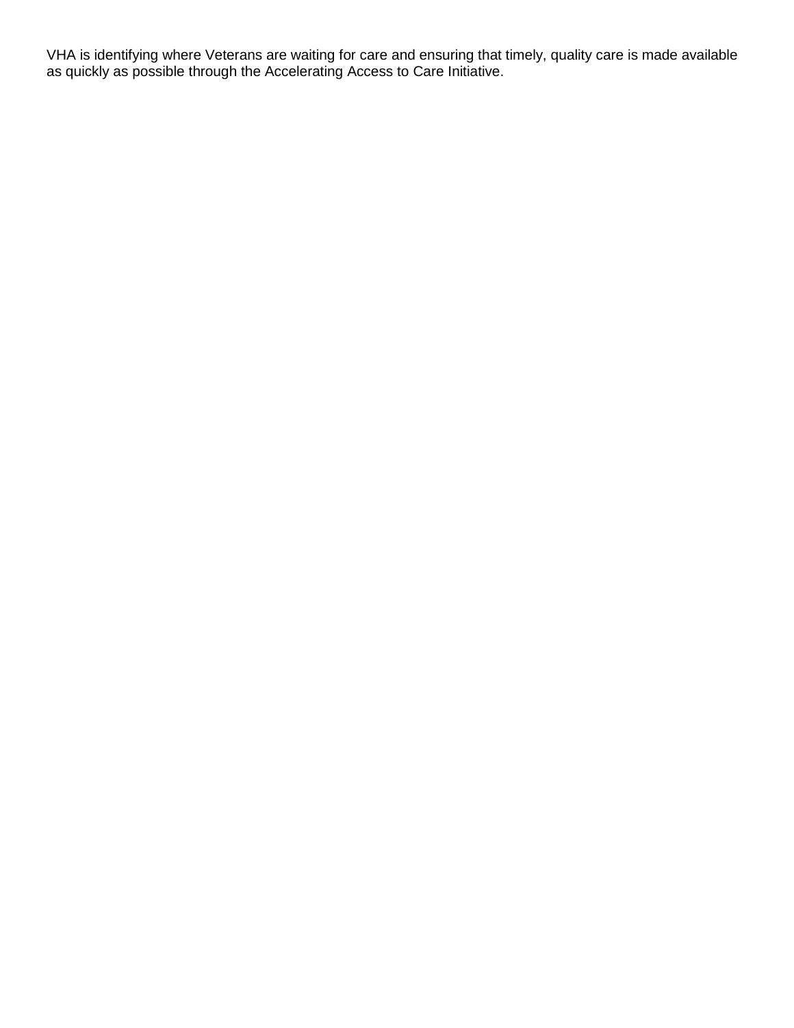VHA is identifying where Veterans are waiting for care and ensuring that timely, quality care is made available as quickly as possible through the Accelerating Access to Care Initiative.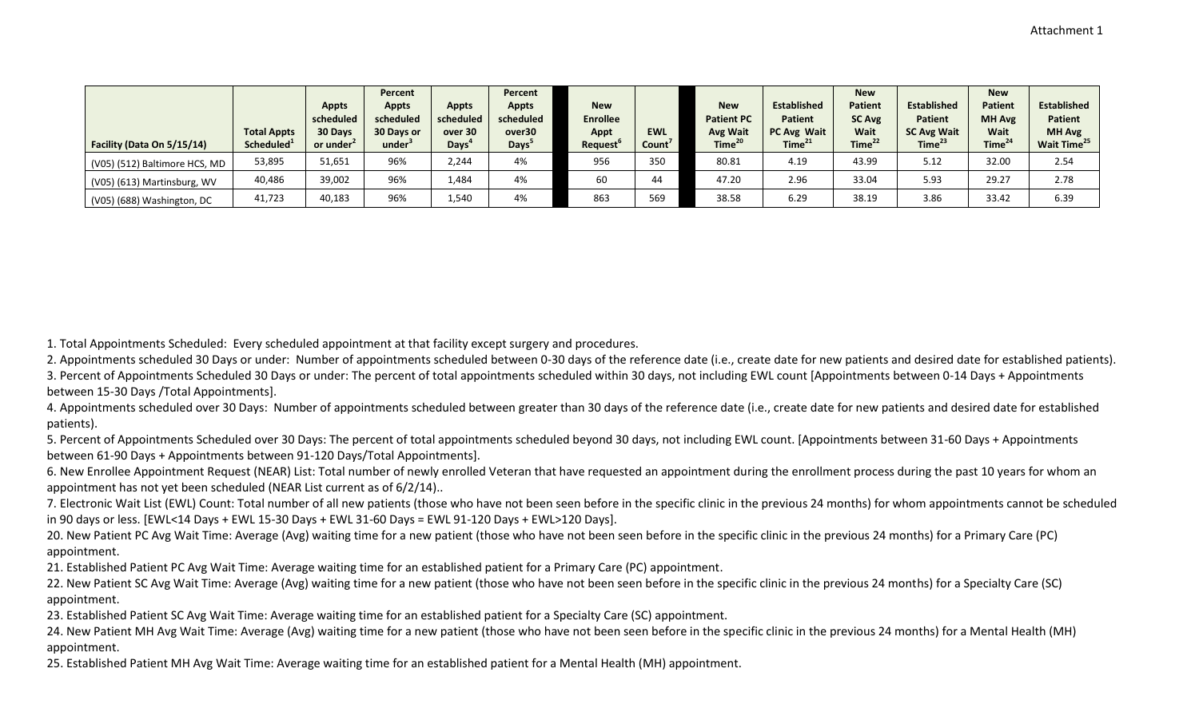Attachment 1

| Facility (Data On 5/15/14) | Total Appts Scheduled[1] | Appts scheduled 30 Days or under[2] | Percent Appts scheduled 30 Days or under[3] | Appts scheduled over 30 Days[4] | Percent Appts scheduled over30 Days[5] | New Enrollee Appt Request[6] | EWL Count[7] | New Patient PC Avg Wait Time[20] | Established Patient PC Avg Wait Time[21] | New Patient SC Avg Wait Time[22] | Established Patient SC Avg Wait Time[23] | New Patient MH Avg Wait Time[24] | Established Patient MH Avg Wait Time[25] |
|---|---|---|---|---|---|---|---|---|---|---|---|---|---|
| (V05) (512) Baltimore HCS, MD | 53,895 | 51,651 | 96% | 2,244 | 4% | 956 | 350 | 80.81 | 4.19 | 43.99 | 5.12 | 32.00 | 2.54 |
| (V05) (613) Martinsburg, WV | 40,486 | 39,002 | 96% | 1,484 | 4% | 60 | 44 | 47.20 | 2.96 | 33.04 | 5.93 | 29.27 | 2.78 |
| (V05) (688) Washington, DC | 41,723 | 40,183 | 96% | 1,540 | 4% | 863 | 569 | 38.58 | 6.29 | 38.19 | 3.86 | 33.42 | 6.39 |

1. Total Appointments Scheduled: Every scheduled appointment at that facility except surgery and procedures.
2. Appointments scheduled 30 Days or under: Number of appointments scheduled between 0-30 days of the reference date (i.e., create date for new patients and desired date for established patients).
3. Percent of Appointments Scheduled 30 Days or under: The percent of total appointments scheduled within 30 days, not including EWL count [Appointments between 0-14 Days + Appointments between 15-30 Days /Total Appointments].
4. Appointments scheduled over 30 Days: Number of appointments scheduled between greater than 30 days of the reference date (i.e., create date for new patients and desired date for established patients).
5. Percent of Appointments Scheduled over 30 Days: The percent of total appointments scheduled beyond 30 days, not including EWL count. [Appointments between 31-60 Days + Appointments between 61-90 Days + Appointments between 91-120 Days/Total Appointments].
6. New Enrollee Appointment Request (NEAR) List: Total number of newly enrolled Veteran that have requested an appointment during the enrollment process during the past 10 years for whom an appointment has not yet been scheduled (NEAR List current as of 6/2/14)..
7. Electronic Wait List (EWL) Count: Total number of all new patients (those who have not been seen before in the specific clinic in the previous 24 months) for whom appointments cannot be scheduled in 90 days or less. [EWL<14 Days + EWL 15-30 Days + EWL 31-60 Days = EWL 91-120 Days + EWL>120 Days].
20. New Patient PC Avg Wait Time: Average (Avg) waiting time for a new patient (those who have not been seen before in the specific clinic in the previous 24 months) for a Primary Care (PC) appointment.
21. Established Patient PC Avg Wait Time: Average waiting time for an established patient for a Primary Care (PC) appointment.
22. New Patient SC Avg Wait Time: Average (Avg) waiting time for a new patient (those who have not been seen before in the specific clinic in the previous 24 months) for a Specialty Care (SC) appointment.
23. Established Patient SC Avg Wait Time: Average waiting time for an established patient for a Specialty Care (SC) appointment.
24. New Patient MH Avg Wait Time: Average (Avg) waiting time for a new patient (those who have not been seen before in the specific clinic in the previous 24 months) for a Mental Health (MH) appointment.
25. Established Patient MH Avg Wait Time: Average waiting time for an established patient for a Mental Health (MH) appointment.